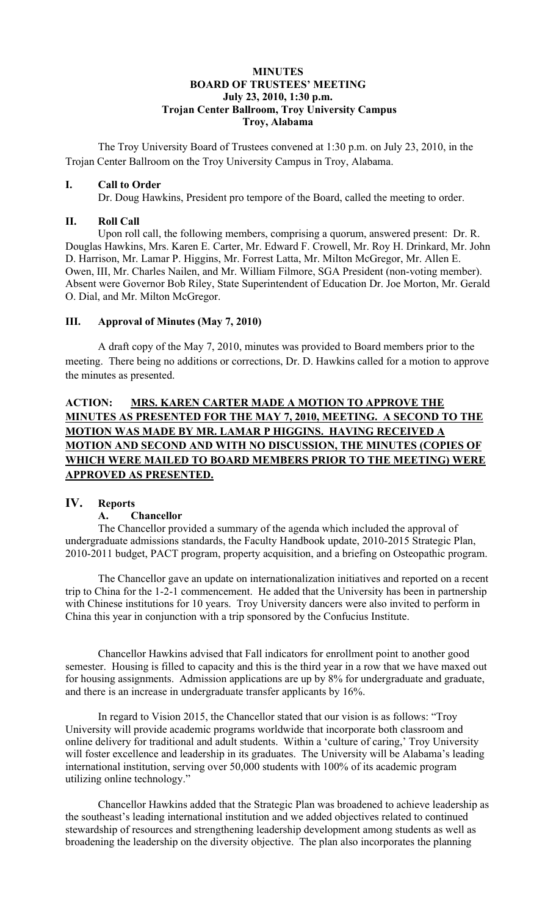**MINUTES**
**BOARD OF TRUSTEES' MEETING**
**July 23, 2010, 1:30 p.m.**
**Trojan Center Ballroom, Troy University Campus**
**Troy, Alabama**

The Troy University Board of Trustees convened at 1:30 p.m. on July 23, 2010, in the Trojan Center Ballroom on the Troy University Campus in Troy, Alabama.

## I. Call to Order

Dr. Doug Hawkins, President pro tempore of the Board, called the meeting to order.

## II. Roll Call

Upon roll call, the following members, comprising a quorum, answered present: Dr. R. Douglas Hawkins, Mrs. Karen E. Carter, Mr. Edward F. Crowell, Mr. Roy H. Drinkard, Mr. John D. Harrison, Mr. Lamar P. Higgins, Mr. Forrest Latta, Mr. Milton McGregor, Mr. Allen E. Owen, III, Mr. Charles Nailen, and Mr. William Filmore, SGA President (non-voting member). Absent were Governor Bob Riley, State Superintendent of Education Dr. Joe Morton, Mr. Gerald O. Dial, and Mr. Milton McGregor.

## III. Approval of Minutes (May 7, 2010)

A draft copy of the May 7, 2010, minutes was provided to Board members prior to the meeting. There being no additions or corrections, Dr. D. Hawkins called for a motion to approve the minutes as presented.

**ACTION: <u>MRS. KAREN CARTER MADE A MOTION TO APPROVE THE MINUTES AS PRESENTED FOR THE MAY 7, 2010, MEETING. A SECOND TO THE MOTION WAS MADE BY MR. LAMAR P HIGGINS. HAVING RECEIVED A MOTION AND SECOND AND WITH NO DISCUSSION, THE MINUTES (COPIES OF WHICH WERE MAILED TO BOARD MEMBERS PRIOR TO THE MEETING) WERE APPROVED AS PRESENTED.</u>**

## IV. Reports

### A. Chancellor

The Chancellor provided a summary of the agenda which included the approval of undergraduate admissions standards, the Faculty Handbook update, 2010-2015 Strategic Plan, 2010-2011 budget, PACT program, property acquisition, and a briefing on Osteopathic program.

The Chancellor gave an update on internationalization initiatives and reported on a recent trip to China for the 1-2-1 commencement. He added that the University has been in partnership with Chinese institutions for 10 years. Troy University dancers were also invited to perform in China this year in conjunction with a trip sponsored by the Confucius Institute.

Chancellor Hawkins advised that Fall indicators for enrollment point to another good semester. Housing is filled to capacity and this is the third year in a row that we have maxed out for housing assignments. Admission applications are up by 8% for undergraduate and graduate, and there is an increase in undergraduate transfer applicants by 16%.

In regard to Vision 2015, the Chancellor stated that our vision is as follows: "Troy University will provide academic programs worldwide that incorporate both classroom and online delivery for traditional and adult students. Within a 'culture of caring,' Troy University will foster excellence and leadership in its graduates. The University will be Alabama's leading international institution, serving over 50,000 students with 100% of its academic program utilizing online technology."

Chancellor Hawkins added that the Strategic Plan was broadened to achieve leadership as the southeast's leading international institution and we added objectives related to continued stewardship of resources and strengthening leadership development among students as well as broadening the leadership on the diversity objective. The plan also incorporates the planning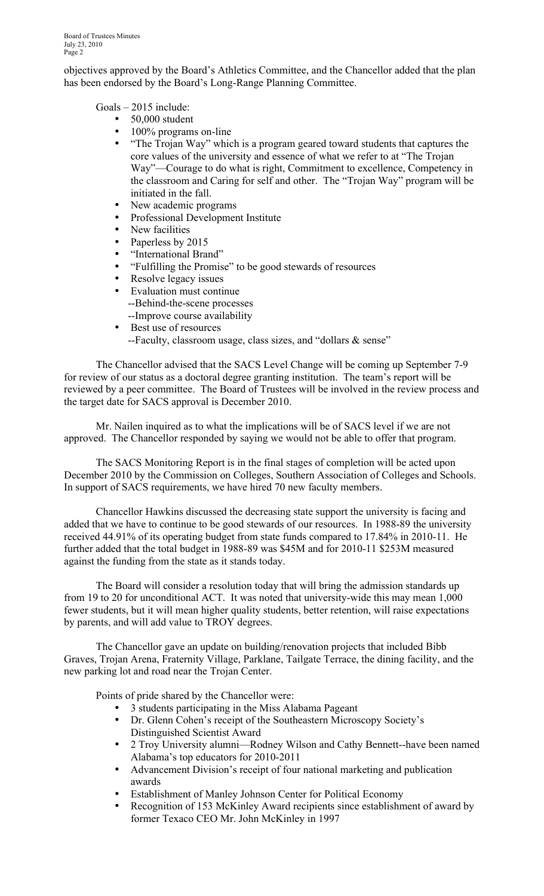objectives approved by the Board's Athletics Committee, and the Chancellor added that the plan has been endorsed by the Board's Long-Range Planning Committee.

Goals – 2015 include:

- 50,000 student
- 100% programs on-line
- "The Trojan Way" which is a program geared toward students that captures the core values of the university and essence of what we refer to at "The Trojan Way"—Courage to do what is right, Commitment to excellence, Competency in the classroom and Caring for self and other. The "Trojan Way" program will be initiated in the fall.
- New academic programs
- Professional Development Institute
- New facilities
- Paperless by 2015
- "International Brand"
- "Fulfilling the Promise" to be good stewards of resources
- Resolve legacy issues
- Evaluation must continue
  --Behind-the-scene processes
  --Improve course availability
- Best use of resources
  --Faculty, classroom usage, class sizes, and "dollars & sense"

The Chancellor advised that the SACS Level Change will be coming up September 7-9 for review of our status as a doctoral degree granting institution. The team's report will be reviewed by a peer committee. The Board of Trustees will be involved in the review process and the target date for SACS approval is December 2010.

Mr. Nailen inquired as to what the implications will be of SACS level if we are not approved. The Chancellor responded by saying we would not be able to offer that program.

The SACS Monitoring Report is in the final stages of completion will be acted upon December 2010 by the Commission on Colleges, Southern Association of Colleges and Schools. In support of SACS requirements, we have hired 70 new faculty members.

Chancellor Hawkins discussed the decreasing state support the university is facing and added that we have to continue to be good stewards of our resources. In 1988-89 the university received 44.91% of its operating budget from state funds compared to 17.84% in 2010-11. He further added that the total budget in 1988-89 was $45M and for 2010-11 $253M measured against the funding from the state as it stands today.

The Board will consider a resolution today that will bring the admission standards up from 19 to 20 for unconditional ACT. It was noted that university-wide this may mean 1,000 fewer students, but it will mean higher quality students, better retention, will raise expectations by parents, and will add value to TROY degrees.

The Chancellor gave an update on building/renovation projects that included Bibb Graves, Trojan Arena, Fraternity Village, Parklane, Tailgate Terrace, the dining facility, and the new parking lot and road near the Trojan Center.

Points of pride shared by the Chancellor were:

- 3 students participating in the Miss Alabama Pageant
- Dr. Glenn Cohen's receipt of the Southeastern Microscopy Society's Distinguished Scientist Award
- 2 Troy University alumni—Rodney Wilson and Cathy Bennett--have been named Alabama's top educators for 2010-2011
- Advancement Division's receipt of four national marketing and publication awards
- Establishment of Manley Johnson Center for Political Economy
- Recognition of 153 McKinley Award recipients since establishment of award by former Texaco CEO Mr. John McKinley in 1997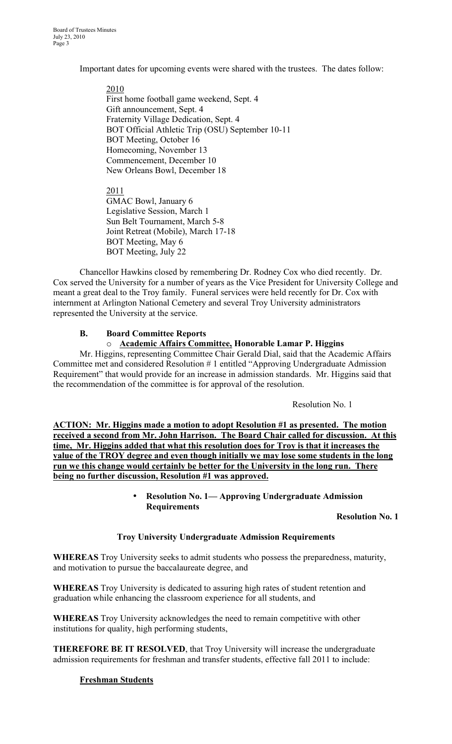Important dates for upcoming events were shared with the trustees. The dates follow:

2010

First home football game weekend, Sept. 4
Gift announcement, Sept. 4
Fraternity Village Dedication, Sept. 4
BOT Official Athletic Trip (OSU) September 10-11
BOT Meeting, October 16
Homecoming, November 13
Commencement, December 10
New Orleans Bowl, December 18

2011

GMAC Bowl, January 6
Legislative Session, March 1
Sun Belt Tournament, March 5-8
Joint Retreat (Mobile), March 17-18
BOT Meeting, May 6
BOT Meeting, July 22

Chancellor Hawkins closed by remembering Dr. Rodney Cox who died recently. Dr. Cox served the University for a number of years as the Vice President for University College and meant a great deal to the Troy family. Funeral services were held recently for Dr. Cox with internment at Arlington National Cemetery and several Troy University administrators represented the University at the service.

### B. Board Committee Reports

- **Academic Affairs Committee, Honorable Lamar P. Higgins**

Mr. Higgins, representing Committee Chair Gerald Dial, said that the Academic Affairs Committee met and considered Resolution # 1 entitled "Approving Undergraduate Admission Requirement" that would provide for an increase in admission standards. Mr. Higgins said that the recommendation of the committee is for approval of the resolution.

Resolution No. 1

**ACTION: Mr. Higgins made a motion to adopt Resolution #1 as presented. The motion received a second from Mr. John Harrison. The Board Chair called for discussion. At this time, Mr. Higgins added that what this resolution does for Troy is that it increases the value of the TROY degree and even though initially we may lose some students in the long run we this change would certainly be better for the University in the long run. There being no further discussion, Resolution #1 was approved.**

- **Resolution No. 1— Approving Undergraduate Admission Requirements**

**Resolution No. 1**

**Troy University Undergraduate Admission Requirements**

**WHEREAS** Troy University seeks to admit students who possess the preparedness, maturity, and motivation to pursue the baccalaureate degree, and

**WHEREAS** Troy University is dedicated to assuring high rates of student retention and graduation while enhancing the classroom experience for all students, and

**WHEREAS** Troy University acknowledges the need to remain competitive with other institutions for quality, high performing students,

**THEREFORE BE IT RESOLVED**, that Troy University will increase the undergraduate admission requirements for freshman and transfer students, effective fall 2011 to include:

**Freshman Students**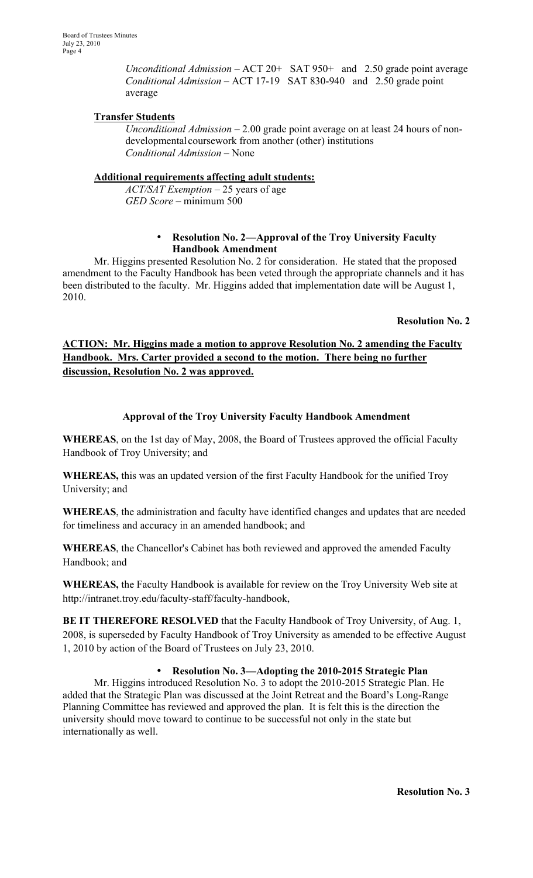*Unconditional Admission* – ACT 20+ SAT 950+ and 2.50 grade point average
*Conditional Admission* – ACT 17-19 SAT 830-940 and 2.50 grade point average

**Transfer Students**

*Unconditional Admission* – 2.00 grade point average on at least 24 hours of non-developmental coursework from another (other) institutions
*Conditional Admission* – None

**Additional requirements affecting adult students:**

*ACT/SAT Exemption* – 25 years of age
*GED Score* – minimum 500

- **Resolution No. 2—Approval of the Troy University Faculty Handbook Amendment**

Mr. Higgins presented Resolution No. 2 for consideration. He stated that the proposed amendment to the Faculty Handbook has been veted through the appropriate channels and it has been distributed to the faculty. Mr. Higgins added that implementation date will be August 1, 2010.

**Resolution No. 2**

**ACTION: Mr. Higgins made a motion to approve Resolution No. 2 amending the Faculty Handbook. Mrs. Carter provided a second to the motion. There being no further discussion, Resolution No. 2 was approved.**

**Approval of the Troy University Faculty Handbook Amendment**

**WHEREAS**, on the 1st day of May, 2008, the Board of Trustees approved the official Faculty Handbook of Troy University; and

**WHEREAS,** this was an updated version of the first Faculty Handbook for the unified Troy University; and

**WHEREAS**, the administration and faculty have identified changes and updates that are needed for timeliness and accuracy in an amended handbook; and

**WHEREAS**, the Chancellor's Cabinet has both reviewed and approved the amended Faculty Handbook; and

**WHEREAS,** the Faculty Handbook is available for review on the Troy University Web site at http://intranet.troy.edu/faculty-staff/faculty-handbook,

**BE IT THEREFORE RESOLVED** that the Faculty Handbook of Troy University, of Aug. 1, 2008, is superseded by Faculty Handbook of Troy University as amended to be effective August 1, 2010 by action of the Board of Trustees on July 23, 2010.

- **Resolution No. 3—Adopting the 2010-2015 Strategic Plan**

Mr. Higgins introduced Resolution No. 3 to adopt the 2010-2015 Strategic Plan. He added that the Strategic Plan was discussed at the Joint Retreat and the Board's Long-Range Planning Committee has reviewed and approved the plan. It is felt this is the direction the university should move toward to continue to be successful not only in the state but internationally as well.

**Resolution No. 3**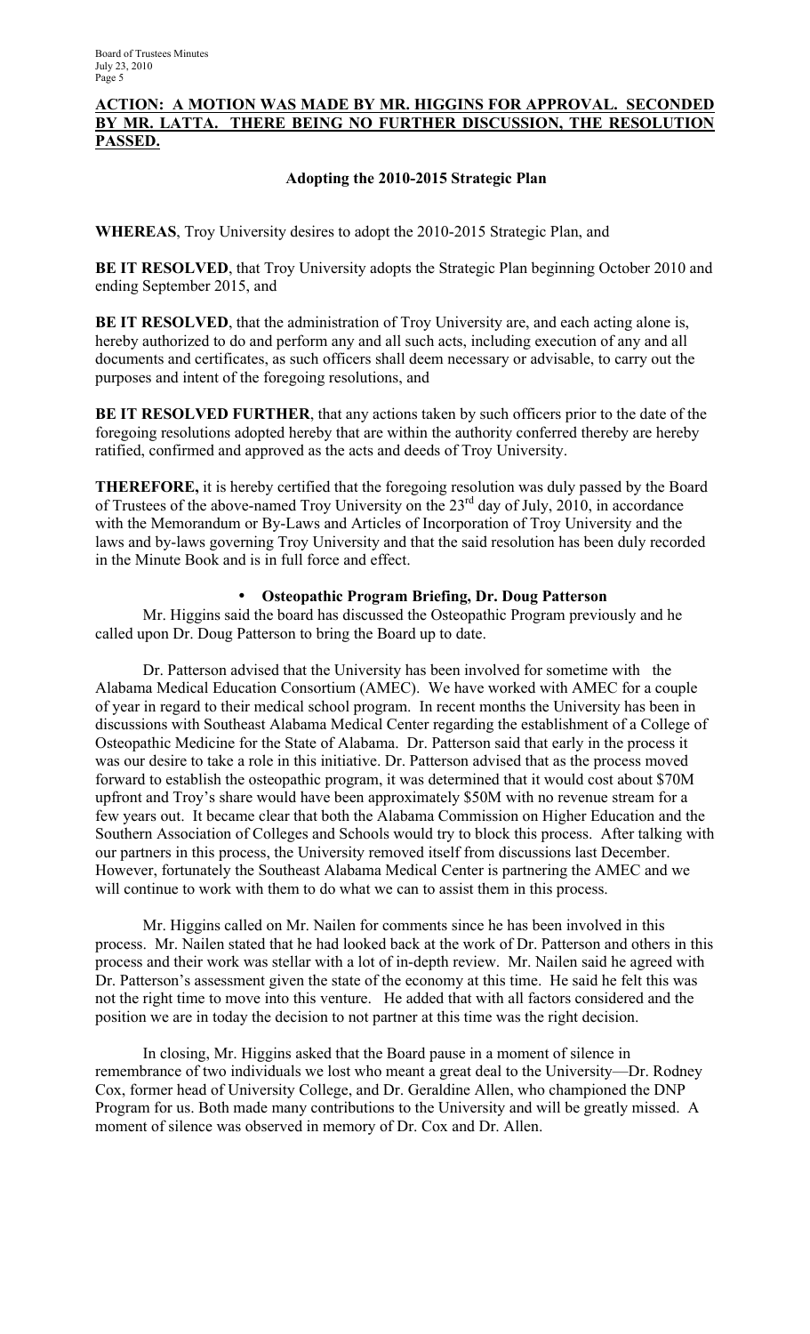**ACTION: A MOTION WAS MADE BY MR. HIGGINS FOR APPROVAL. SECONDED BY MR. LATTA. THERE BEING NO FURTHER DISCUSSION, THE RESOLUTION PASSED.**

**Adopting the 2010-2015 Strategic Plan**

**WHEREAS**, Troy University desires to adopt the 2010-2015 Strategic Plan, and

**BE IT RESOLVED**, that Troy University adopts the Strategic Plan beginning October 2010 and ending September 2015, and

**BE IT RESOLVED**, that the administration of Troy University are, and each acting alone is, hereby authorized to do and perform any and all such acts, including execution of any and all documents and certificates, as such officers shall deem necessary or advisable, to carry out the purposes and intent of the foregoing resolutions, and

**BE IT RESOLVED FURTHER**, that any actions taken by such officers prior to the date of the foregoing resolutions adopted hereby that are within the authority conferred thereby are hereby ratified, confirmed and approved as the acts and deeds of Troy University.

**THEREFORE,** it is hereby certified that the foregoing resolution was duly passed by the Board of Trustees of the above-named Troy University on the 23rd day of July, 2010, in accordance with the Memorandum or By-Laws and Articles of Incorporation of Troy University and the laws and by-laws governing Troy University and that the said resolution has been duly recorded in the Minute Book and is in full force and effect.

- **Osteopathic Program Briefing, Dr. Doug Patterson**

Mr. Higgins said the board has discussed the Osteopathic Program previously and he called upon Dr. Doug Patterson to bring the Board up to date.

Dr. Patterson advised that the University has been involved for sometime with the Alabama Medical Education Consortium (AMEC). We have worked with AMEC for a couple of year in regard to their medical school program. In recent months the University has been in discussions with Southeast Alabama Medical Center regarding the establishment of a College of Osteopathic Medicine for the State of Alabama. Dr. Patterson said that early in the process it was our desire to take a role in this initiative. Dr. Patterson advised that as the process moved forward to establish the osteopathic program, it was determined that it would cost about $70M upfront and Troy's share would have been approximately $50M with no revenue stream for a few years out. It became clear that both the Alabama Commission on Higher Education and the Southern Association of Colleges and Schools would try to block this process. After talking with our partners in this process, the University removed itself from discussions last December. However, fortunately the Southeast Alabama Medical Center is partnering the AMEC and we will continue to work with them to do what we can to assist them in this process.

Mr. Higgins called on Mr. Nailen for comments since he has been involved in this process. Mr. Nailen stated that he had looked back at the work of Dr. Patterson and others in this process and their work was stellar with a lot of in-depth review. Mr. Nailen said he agreed with Dr. Patterson's assessment given the state of the economy at this time. He said he felt this was not the right time to move into this venture. He added that with all factors considered and the position we are in today the decision to not partner at this time was the right decision.

In closing, Mr. Higgins asked that the Board pause in a moment of silence in remembrance of two individuals we lost who meant a great deal to the University—Dr. Rodney Cox, former head of University College, and Dr. Geraldine Allen, who championed the DNP Program for us. Both made many contributions to the University and will be greatly missed. A moment of silence was observed in memory of Dr. Cox and Dr. Allen.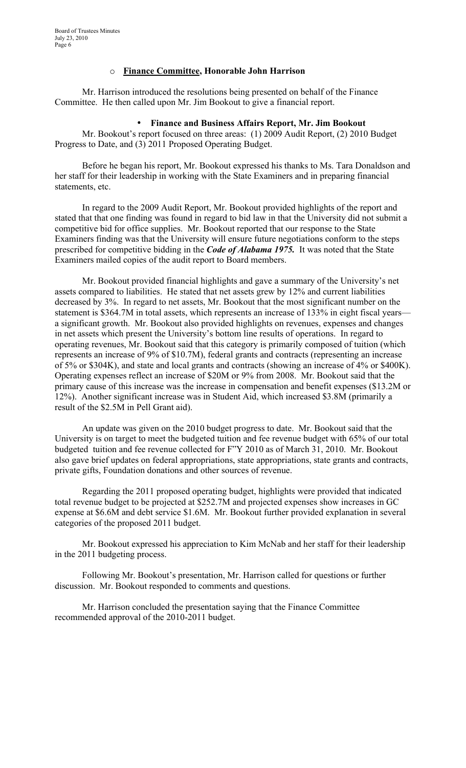- **Finance Committee, Honorable John Harrison**

Mr. Harrison introduced the resolutions being presented on behalf of the Finance Committee. He then called upon Mr. Jim Bookout to give a financial report.

- **Finance and Business Affairs Report, Mr. Jim Bookout**

Mr. Bookout's report focused on three areas: (1) 2009 Audit Report, (2) 2010 Budget Progress to Date, and (3) 2011 Proposed Operating Budget.

Before he began his report, Mr. Bookout expressed his thanks to Ms. Tara Donaldson and her staff for their leadership in working with the State Examiners and in preparing financial statements, etc.

In regard to the 2009 Audit Report, Mr. Bookout provided highlights of the report and stated that that one finding was found in regard to bid law in that the University did not submit a competitive bid for office supplies. Mr. Bookout reported that our response to the State Examiners finding was that the University will ensure future negotiations conform to the steps prescribed for competitive bidding in the ***Code of Alabama 1975.*** It was noted that the State Examiners mailed copies of the audit report to Board members.

Mr. Bookout provided financial highlights and gave a summary of the University's net assets compared to liabilities. He stated that net assets grew by 12% and current liabilities decreased by 3%. In regard to net assets, Mr. Bookout that the most significant number on the statement is $364.7M in total assets, which represents an increase of 133% in eight fiscal years—a significant growth. Mr. Bookout also provided highlights on revenues, expenses and changes in net assets which present the University's bottom line results of operations. In regard to operating revenues, Mr. Bookout said that this category is primarily composed of tuition (which represents an increase of 9% of $10.7M), federal grants and contracts (representing an increase of 5% or $304K), and state and local grants and contracts (showing an increase of 4% or $400K). Operating expenses reflect an increase of $20M or 9% from 2008. Mr. Bookout said that the primary cause of this increase was the increase in compensation and benefit expenses ($13.2M or 12%). Another significant increase was in Student Aid, which increased $3.8M (primarily a result of the $2.5M in Pell Grant aid).

An update was given on the 2010 budget progress to date. Mr. Bookout said that the University is on target to meet the budgeted tuition and fee revenue budget with 65% of our total budgeted tuition and fee revenue collected for F"Y 2010 as of March 31, 2010. Mr. Bookout also gave brief updates on federal appropriations, state appropriations, state grants and contracts, private gifts, Foundation donations and other sources of revenue.

Regarding the 2011 proposed operating budget, highlights were provided that indicated total revenue budget to be projected at $252.7M and projected expenses show increases in GC expense at $6.6M and debt service $1.6M. Mr. Bookout further provided explanation in several categories of the proposed 2011 budget.

Mr. Bookout expressed his appreciation to Kim McNab and her staff for their leadership in the 2011 budgeting process.

Following Mr. Bookout's presentation, Mr. Harrison called for questions or further discussion. Mr. Bookout responded to comments and questions.

Mr. Harrison concluded the presentation saying that the Finance Committee recommended approval of the 2010-2011 budget.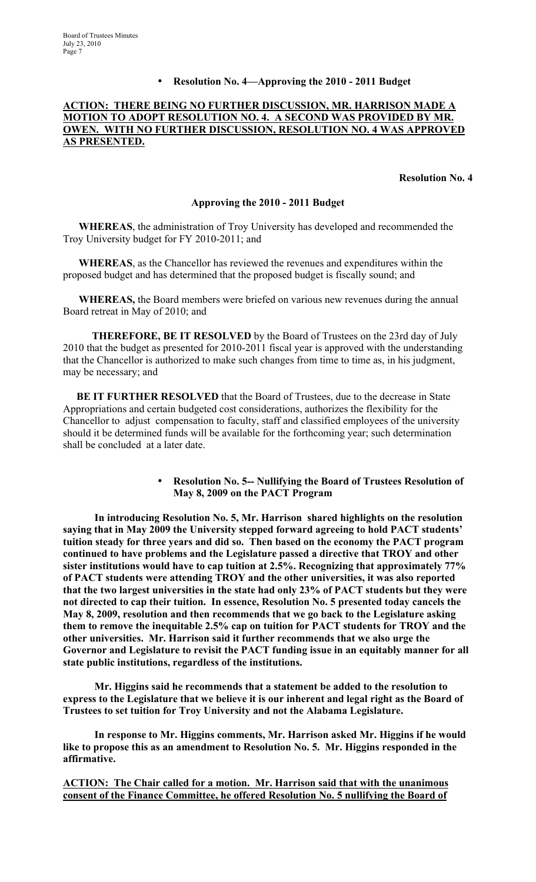- **Resolution No. 4—Approving the 2010 - 2011 Budget**

**ACTION: THERE BEING NO FURTHER DISCUSSION, MR. HARRISON MADE A MOTION TO ADOPT RESOLUTION NO. 4. A SECOND WAS PROVIDED BY MR. OWEN. WITH NO FURTHER DISCUSSION, RESOLUTION NO. 4 WAS APPROVED AS PRESENTED.**

**Resolution No. 4**

**Approving the 2010 - 2011 Budget**

**WHEREAS**, the administration of Troy University has developed and recommended the Troy University budget for FY 2010-2011; and

**WHEREAS**, as the Chancellor has reviewed the revenues and expenditures within the proposed budget and has determined that the proposed budget is fiscally sound; and

**WHEREAS,** the Board members were briefed on various new revenues during the annual Board retreat in May of 2010; and

**THEREFORE, BE IT RESOLVED** by the Board of Trustees on the 23rd day of July 2010 that the budget as presented for 2010-2011 fiscal year is approved with the understanding that the Chancellor is authorized to make such changes from time to time as, in his judgment, may be necessary; and

**BE IT FURTHER RESOLVED** that the Board of Trustees, due to the decrease in State Appropriations and certain budgeted cost considerations, authorizes the flexibility for the Chancellor to adjust compensation to faculty, staff and classified employees of the university should it be determined funds will be available for the forthcoming year; such determination shall be concluded at a later date.

- **Resolution No. 5-- Nullifying the Board of Trustees Resolution of May 8, 2009 on the PACT Program**

**In introducing Resolution No. 5, Mr. Harrison shared highlights on the resolution saying that in May 2009 the University stepped forward agreeing to hold PACT students' tuition steady for three years and did so. Then based on the economy the PACT program continued to have problems and the Legislature passed a directive that TROY and other sister institutions would have to cap tuition at 2.5%. Recognizing that approximately 77% of PACT students were attending TROY and the other universities, it was also reported that the two largest universities in the state had only 23% of PACT students but they were not directed to cap their tuition. In essence, Resolution No. 5 presented today cancels the May 8, 2009, resolution and then recommends that we go back to the Legislature asking them to remove the inequitable 2.5% cap on tuition for PACT students for TROY and the other universities. Mr. Harrison said it further recommends that we also urge the Governor and Legislature to revisit the PACT funding issue in an equitably manner for all state public institutions, regardless of the institutions.**

**Mr. Higgins said he recommends that a statement be added to the resolution to express to the Legislature that we believe it is our inherent and legal right as the Board of Trustees to set tuition for Troy University and not the Alabama Legislature.**

**In response to Mr. Higgins comments, Mr. Harrison asked Mr. Higgins if he would like to propose this as an amendment to Resolution No. 5. Mr. Higgins responded in the affirmative.**

**ACTION: The Chair called for a motion. Mr. Harrison said that with the unanimous consent of the Finance Committee, he offered Resolution No. 5 nullifying the Board of**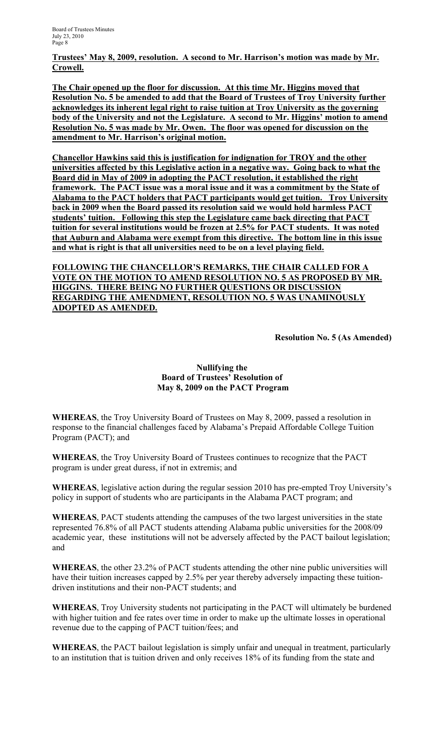**Trustees' May 8, 2009, resolution. A second to Mr. Harrison's motion was made by Mr. Crowell.**

**The Chair opened up the floor for discussion. At this time Mr. Higgins moved that Resolution No. 5 be amended to add that the Board of Trustees of Troy University further acknowledges its inherent legal right to raise tuition at Troy University as the governing body of the University and not the Legislature. A second to Mr. Higgins' motion to amend Resolution No. 5 was made by Mr. Owen. The floor was opened for discussion on the amendment to Mr. Harrison's original motion.**

**Chancellor Hawkins said this is justification for indignation for TROY and the other universities affected by this Legislative action in a negative way. Going back to what the Board did in May of 2009 in adopting the PACT resolution, it established the right framework. The PACT issue was a moral issue and it was a commitment by the State of Alabama to the PACT holders that PACT participants would get tuition. Troy University back in 2009 when the Board passed its resolution said we would hold harmless PACT students' tuition. Following this step the Legislature came back directing that PACT tuition for several institutions would be frozen at 2.5% for PACT students. It was noted that Auburn and Alabama were exempt from this directive. The bottom line in this issue and what is right is that all universities need to be on a level playing field.**

**FOLLOWING THE CHANCELLOR'S REMARKS, THE CHAIR CALLED FOR A VOTE ON THE MOTION TO AMEND RESOLUTION NO. 5 AS PROPOSED BY MR. HIGGINS. THERE BEING NO FURTHER QUESTIONS OR DISCUSSION REGARDING THE AMENDMENT, RESOLUTION NO. 5 WAS UNAMINOUSLY ADOPTED AS AMENDED.**

**Resolution No. 5 (As Amended)**

**Nullifying the Board of Trustees' Resolution of May 8, 2009 on the PACT Program**

**WHEREAS**, the Troy University Board of Trustees on May 8, 2009, passed a resolution in response to the financial challenges faced by Alabama's Prepaid Affordable College Tuition Program (PACT); and

**WHEREAS**, the Troy University Board of Trustees continues to recognize that the PACT program is under great duress, if not in extremis; and

**WHEREAS**, legislative action during the regular session 2010 has pre-empted Troy University's policy in support of students who are participants in the Alabama PACT program; and

**WHEREAS**, PACT students attending the campuses of the two largest universities in the state represented 76.8% of all PACT students attending Alabama public universities for the 2008/09 academic year, these institutions will not be adversely affected by the PACT bailout legislation; and

**WHEREAS**, the other 23.2% of PACT students attending the other nine public universities will have their tuition increases capped by 2.5% per year thereby adversely impacting these tuition-driven institutions and their non-PACT students; and

**WHEREAS**, Troy University students not participating in the PACT will ultimately be burdened with higher tuition and fee rates over time in order to make up the ultimate losses in operational revenue due to the capping of PACT tuition/fees; and

**WHEREAS**, the PACT bailout legislation is simply unfair and unequal in treatment, particularly to an institution that is tuition driven and only receives 18% of its funding from the state and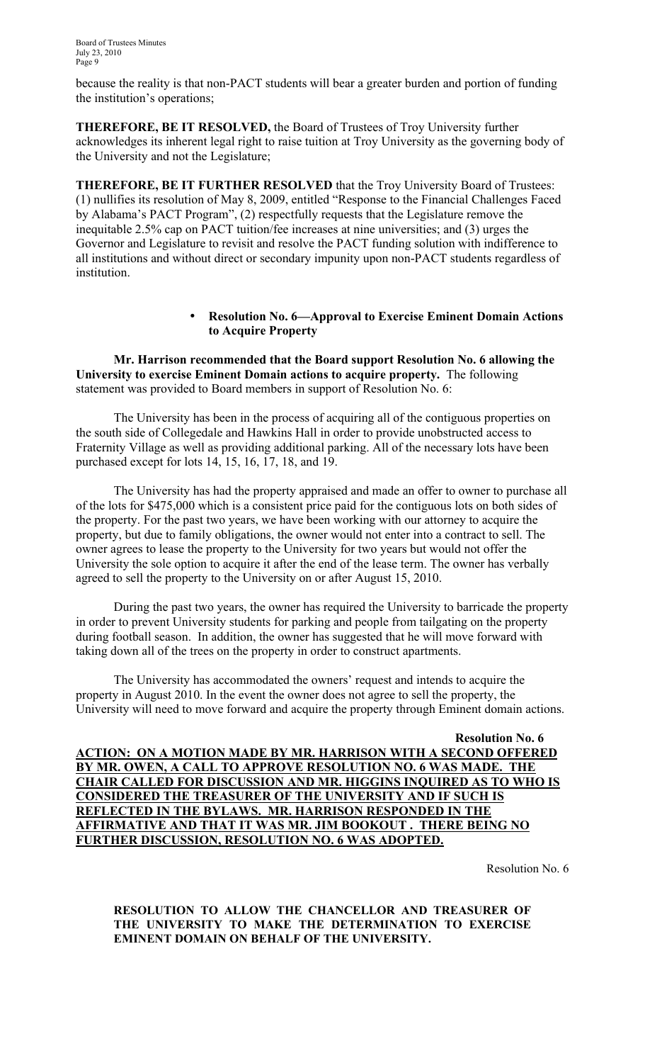because the reality is that non-PACT students will bear a greater burden and portion of funding the institution's operations;

**THEREFORE, BE IT RESOLVED,** the Board of Trustees of Troy University further acknowledges its inherent legal right to raise tuition at Troy University as the governing body of the University and not the Legislature;

**THEREFORE, BE IT FURTHER RESOLVED** that the Troy University Board of Trustees: (1) nullifies its resolution of May 8, 2009, entitled "Response to the Financial Challenges Faced by Alabama's PACT Program", (2) respectfully requests that the Legislature remove the inequitable 2.5% cap on PACT tuition/fee increases at nine universities; and (3) urges the Governor and Legislature to revisit and resolve the PACT funding solution with indifference to all institutions and without direct or secondary impunity upon non-PACT students regardless of institution.

- **Resolution No. 6—Approval to Exercise Eminent Domain Actions to Acquire Property**

**Mr. Harrison recommended that the Board support Resolution No. 6 allowing the University to exercise Eminent Domain actions to acquire property.** The following statement was provided to Board members in support of Resolution No. 6:

The University has been in the process of acquiring all of the contiguous properties on the south side of Collegedale and Hawkins Hall in order to provide unobstructed access to Fraternity Village as well as providing additional parking. All of the necessary lots have been purchased except for lots 14, 15, 16, 17, 18, and 19.

The University has had the property appraised and made an offer to owner to purchase all of the lots for $475,000 which is a consistent price paid for the contiguous lots on both sides of the property. For the past two years, we have been working with our attorney to acquire the property, but due to family obligations, the owner would not enter into a contract to sell. The owner agrees to lease the property to the University for two years but would not offer the University the sole option to acquire it after the end of the lease term. The owner has verbally agreed to sell the property to the University on or after August 15, 2010.

During the past two years, the owner has required the University to barricade the property in order to prevent University students for parking and people from tailgating on the property during football season. In addition, the owner has suggested that he will move forward with taking down all of the trees on the property in order to construct apartments.

The University has accommodated the owners' request and intends to acquire the property in August 2010. In the event the owner does not agree to sell the property, the University will need to move forward and acquire the property through Eminent domain actions.

**Resolution No. 6**

**ACTION: ON A MOTION MADE BY MR. HARRISON WITH A SECOND OFFERED BY MR. OWEN, A CALL TO APPROVE RESOLUTION NO. 6 WAS MADE. THE CHAIR CALLED FOR DISCUSSION AND MR. HIGGINS INQUIRED AS TO WHO IS CONSIDERED THE TREASURER OF THE UNIVERSITY AND IF SUCH IS REFLECTED IN THE BYLAWS. MR. HARRISON RESPONDED IN THE AFFIRMATIVE AND THAT IT WAS MR. JIM BOOKOUT . THERE BEING NO FURTHER DISCUSSION, RESOLUTION NO. 6 WAS ADOPTED.**

Resolution No. 6

**RESOLUTION TO ALLOW THE CHANCELLOR AND TREASURER OF THE UNIVERSITY TO MAKE THE DETERMINATION TO EXERCISE EMINENT DOMAIN ON BEHALF OF THE UNIVERSITY.**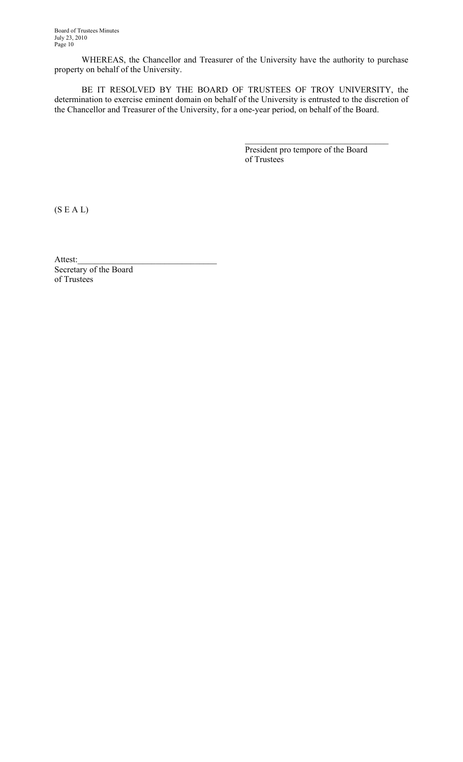WHEREAS, the Chancellor and Treasurer of the University have the authority to purchase property on behalf of the University.

BE IT RESOLVED BY THE BOARD OF TRUSTEES OF TROY UNIVERSITY, the determination to exercise eminent domain on behalf of the University is entrusted to the discretion of the Chancellor and Treasurer of the University, for a one-year period, on behalf of the Board.

\_\_\_\_\_\_\_\_\_\_\_\_\_\_\_\_\_\_\_\_\_\_\_\_\_\_\_\_\_\_\_\_

President pro tempore of the Board of Trustees

(S E A L)

Attest:\_\_\_\_\_\_\_\_\_\_\_\_\_\_\_\_\_\_\_\_\_\_\_\_\_\_\_\_\_\_\_\_

Secretary of the Board of Trustees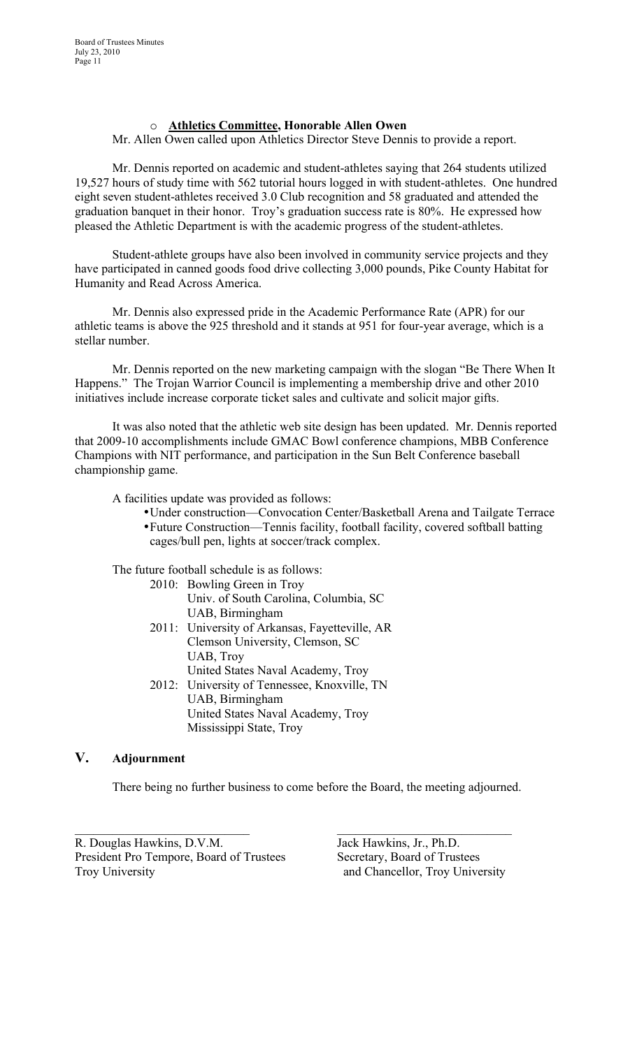- **Athletics Committee, Honorable Allen Owen**

Mr. Allen Owen called upon Athletics Director Steve Dennis to provide a report.

Mr. Dennis reported on academic and student-athletes saying that 264 students utilized 19,527 hours of study time with 562 tutorial hours logged in with student-athletes. One hundred eight seven student-athletes received 3.0 Club recognition and 58 graduated and attended the graduation banquet in their honor. Troy's graduation success rate is 80%. He expressed how pleased the Athletic Department is with the academic progress of the student-athletes.

Student-athlete groups have also been involved in community service projects and they have participated in canned goods food drive collecting 3,000 pounds, Pike County Habitat for Humanity and Read Across America.

Mr. Dennis also expressed pride in the Academic Performance Rate (APR) for our athletic teams is above the 925 threshold and it stands at 951 for four-year average, which is a stellar number.

Mr. Dennis reported on the new marketing campaign with the slogan "Be There When It Happens." The Trojan Warrior Council is implementing a membership drive and other 2010 initiatives include increase corporate ticket sales and cultivate and solicit major gifts.

It was also noted that the athletic web site design has been updated. Mr. Dennis reported that 2009-10 accomplishments include GMAC Bowl conference champions, MBB Conference Champions with NIT performance, and participation in the Sun Belt Conference baseball championship game.

A facilities update was provided as follows:

- Under construction—Convocation Center/Basketball Arena and Tailgate Terrace
- Future Construction—Tennis facility, football facility, covered softball batting cages/bull pen, lights at soccer/track complex.

The future football schedule is as follows:

2010: Bowling Green in Troy
Univ. of South Carolina, Columbia, SC
UAB, Birmingham

2011: University of Arkansas, Fayetteville, AR
Clemson University, Clemson, SC
UAB, Troy
United States Naval Academy, Troy

2012: University of Tennessee, Knoxville, TN
UAB, Birmingham
United States Naval Academy, Troy
Mississippi State, Troy

## V. Adjournment

There being no further business to come before the Board, the meeting adjourned.

\_\_\_\_\_\_\_\_\_\_\_\_\_\_\_\_\_\_\_\_\_\_\_\_\_\_\_\_\_\_
R. Douglas Hawkins, D.V.M.
President Pro Tempore, Board of Trustees
Troy University

\_\_\_\_\_\_\_\_\_\_\_\_\_\_\_\_\_\_\_\_\_\_\_\_\_\_\_\_\_\_
Jack Hawkins, Jr., Ph.D.
Secretary, Board of Trustees
and Chancellor, Troy University